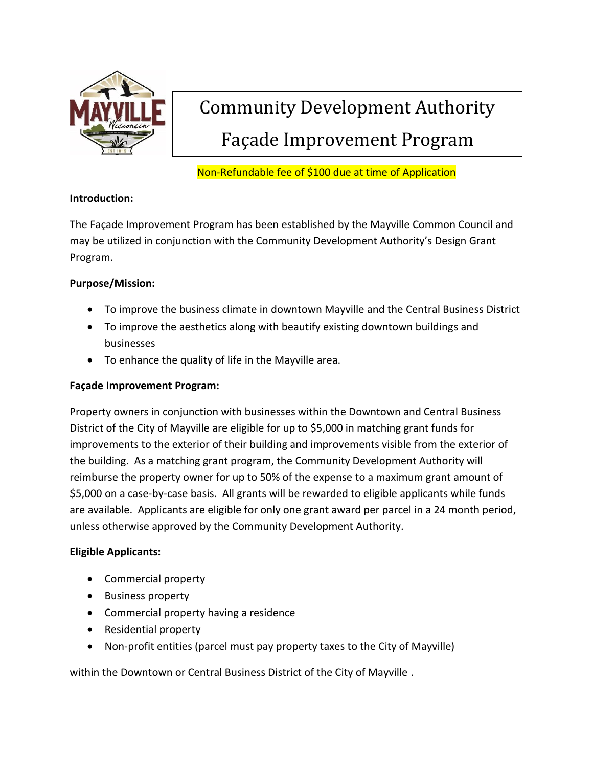# Community Development Authority

# Façade Improvement Program

Non-Refundable fee of $100 due at time of Application

**Introduction:**

The Façade Improvement Program has been established by the Mayville Common Council and may be utilized in conjunction with the Community Development Authority's Design Grant Program.

**Purpose/Mission:**

- To improve the business climate in downtown Mayville and the Central Business District
- To improve the aesthetics along with beautify existing downtown buildings and businesses
- To enhance the quality of life in the Mayville area.

**Façade Improvement Program:**

Property owners in conjunction with businesses within the Downtown and Central Business District of the City of Mayville are eligible for up to $5,000 in matching grant funds for improvements to the exterior of their building and improvements visible from the exterior of the building. As a matching grant program, the Community Development Authority will reimburse the property owner for up to 50% of the expense to a maximum grant amount of $5,000 on a case-by-case basis. All grants will be rewarded to eligible applicants while funds are available. Applicants are eligible for only one grant award per parcel in a 24 month period, unless otherwise approved by the Community Development Authority.

**Eligible Applicants:**

- Commercial property
- Business property
- Commercial property having a residence
- Residential property
- Non-profit entities (parcel must pay property taxes to the City of Mayville)

within the Downtown or Central Business District of the City of Mayville .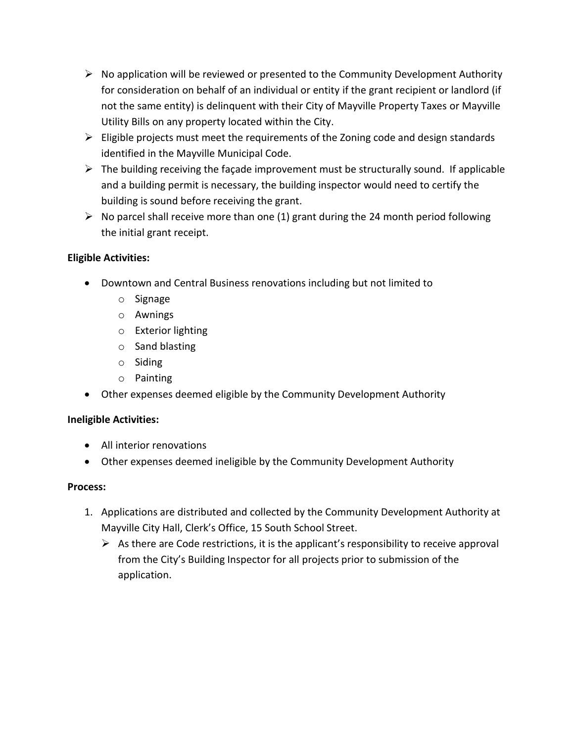- No application will be reviewed or presented to the Community Development Authority for consideration on behalf of an individual or entity if the grant recipient or landlord (if not the same entity) is delinquent with their City of Mayville Property Taxes or Mayville Utility Bills on any property located within the City.
- Eligible projects must meet the requirements of the Zoning code and design standards identified in the Mayville Municipal Code.
- The building receiving the façade improvement must be structurally sound. If applicable and a building permit is necessary, the building inspector would need to certify the building is sound before receiving the grant.
- No parcel shall receive more than one (1) grant during the 24 month period following the initial grant receipt.

**Eligible Activities:**

- Downtown and Central Business renovations including but not limited to
  - Signage
  - Awnings
  - Exterior lighting
  - Sand blasting
  - Siding
  - Painting
- Other expenses deemed eligible by the Community Development Authority

**Ineligible Activities:**

- All interior renovations
- Other expenses deemed ineligible by the Community Development Authority

**Process:**

1. Applications are distributed and collected by the Community Development Authority at Mayville City Hall, Clerk's Office, 15 South School Street.
   - As there are Code restrictions, it is the applicant's responsibility to receive approval from the City's Building Inspector for all projects prior to submission of the application.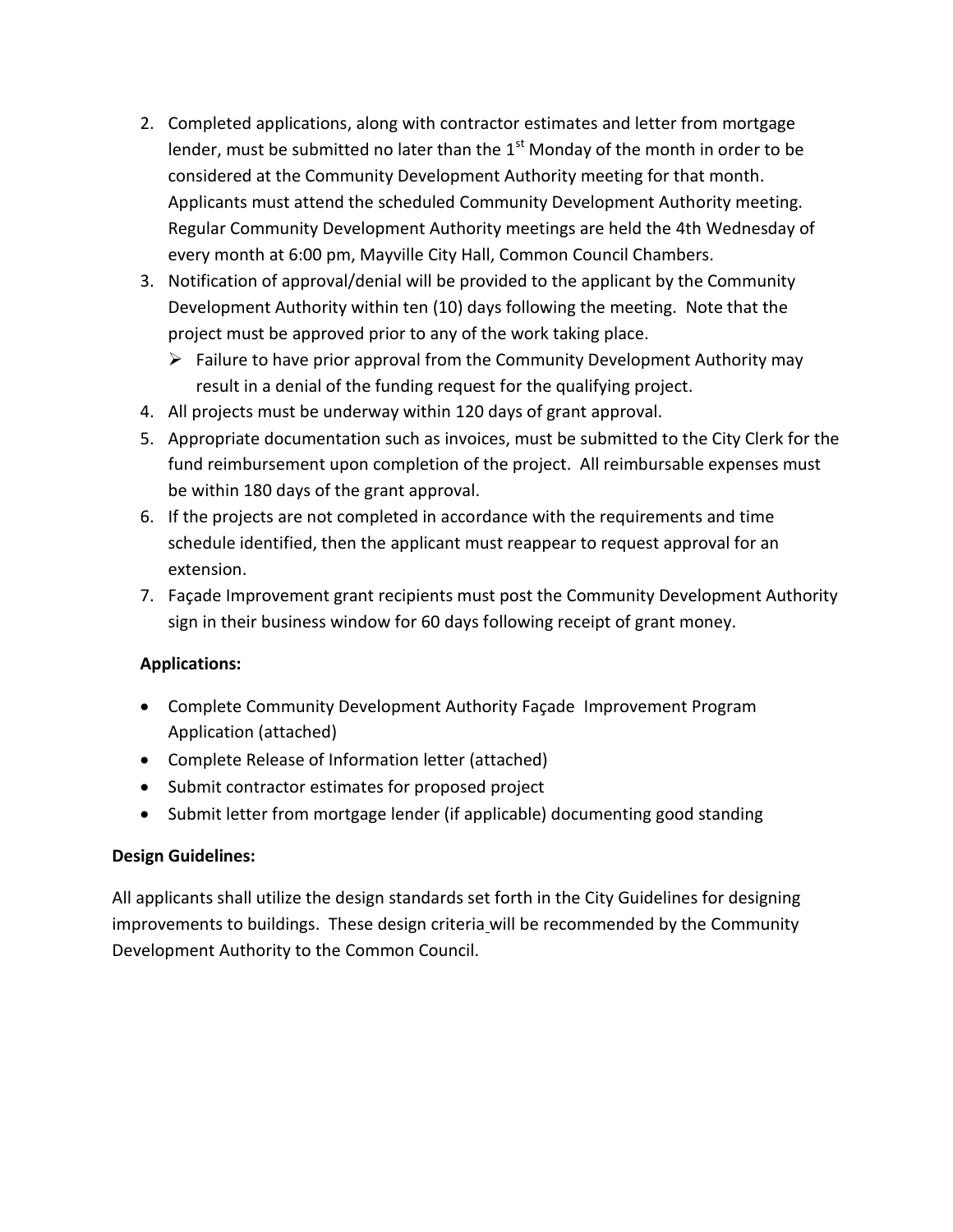2. Completed applications, along with contractor estimates and letter from mortgage lender, must be submitted no later than the 1st Monday of the month in order to be considered at the Community Development Authority meeting for that month. Applicants must attend the scheduled Community Development Authority meeting. Regular Community Development Authority meetings are held the 4th Wednesday of every month at 6:00 pm, Mayville City Hall, Common Council Chambers.
3. Notification of approval/denial will be provided to the applicant by the Community Development Authority within ten (10) days following the meeting. Note that the project must be approved prior to any of the work taking place.
   - Failure to have prior approval from the Community Development Authority may result in a denial of the funding request for the qualifying project.
4. All projects must be underway within 120 days of grant approval.
5. Appropriate documentation such as invoices, must be submitted to the City Clerk for the fund reimbursement upon completion of the project. All reimbursable expenses must be within 180 days of the grant approval.
6. If the projects are not completed in accordance with the requirements and time schedule identified, then the applicant must reappear to request approval for an extension.
7. Façade Improvement grant recipients must post the Community Development Authority sign in their business window for 60 days following receipt of grant money.

**Applications:**

- Complete Community Development Authority Façade Improvement Program Application (attached)
- Complete Release of Information letter (attached)
- Submit contractor estimates for proposed project
- Submit letter from mortgage lender (if applicable) documenting good standing

**Design Guidelines:**

All applicants shall utilize the design standards set forth in the City Guidelines for designing improvements to buildings. These design criteria will be recommended by the Community Development Authority to the Common Council.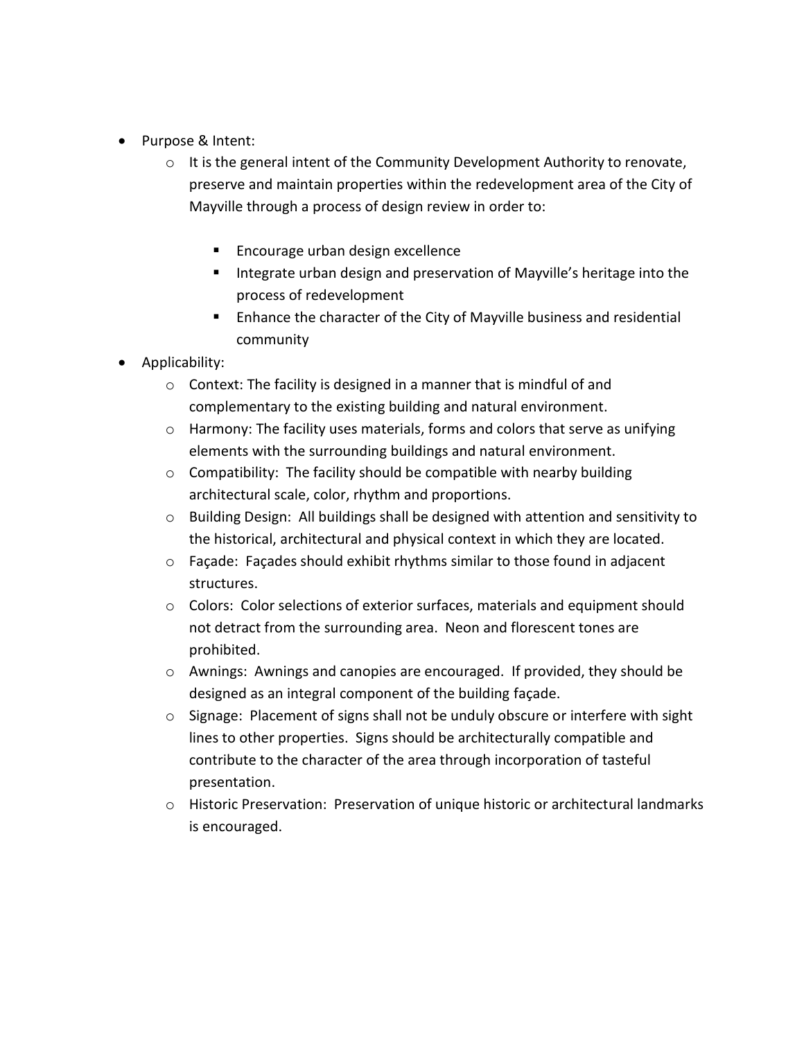- Purpose & Intent:
    - It is the general intent of the Community Development Authority to renovate, preserve and maintain properties within the redevelopment area of the City of Mayville through a process of design review in order to:
        - Encourage urban design excellence
        - Integrate urban design and preservation of Mayville's heritage into the process of redevelopment
        - Enhance the character of the City of Mayville business and residential community
- Applicability:
    - Context: The facility is designed in a manner that is mindful of and complementary to the existing building and natural environment.
    - Harmony: The facility uses materials, forms and colors that serve as unifying elements with the surrounding buildings and natural environment.
    - Compatibility: The facility should be compatible with nearby building architectural scale, color, rhythm and proportions.
    - Building Design: All buildings shall be designed with attention and sensitivity to the historical, architectural and physical context in which they are located.
    - Façade: Façades should exhibit rhythms similar to those found in adjacent structures.
    - Colors: Color selections of exterior surfaces, materials and equipment should not detract from the surrounding area. Neon and florescent tones are prohibited.
    - Awnings: Awnings and canopies are encouraged. If provided, they should be designed as an integral component of the building façade.
    - Signage: Placement of signs shall not be unduly obscure or interfere with sight lines to other properties. Signs should be architecturally compatible and contribute to the character of the area through incorporation of tasteful presentation.
    - Historic Preservation: Preservation of unique historic or architectural landmarks is encouraged.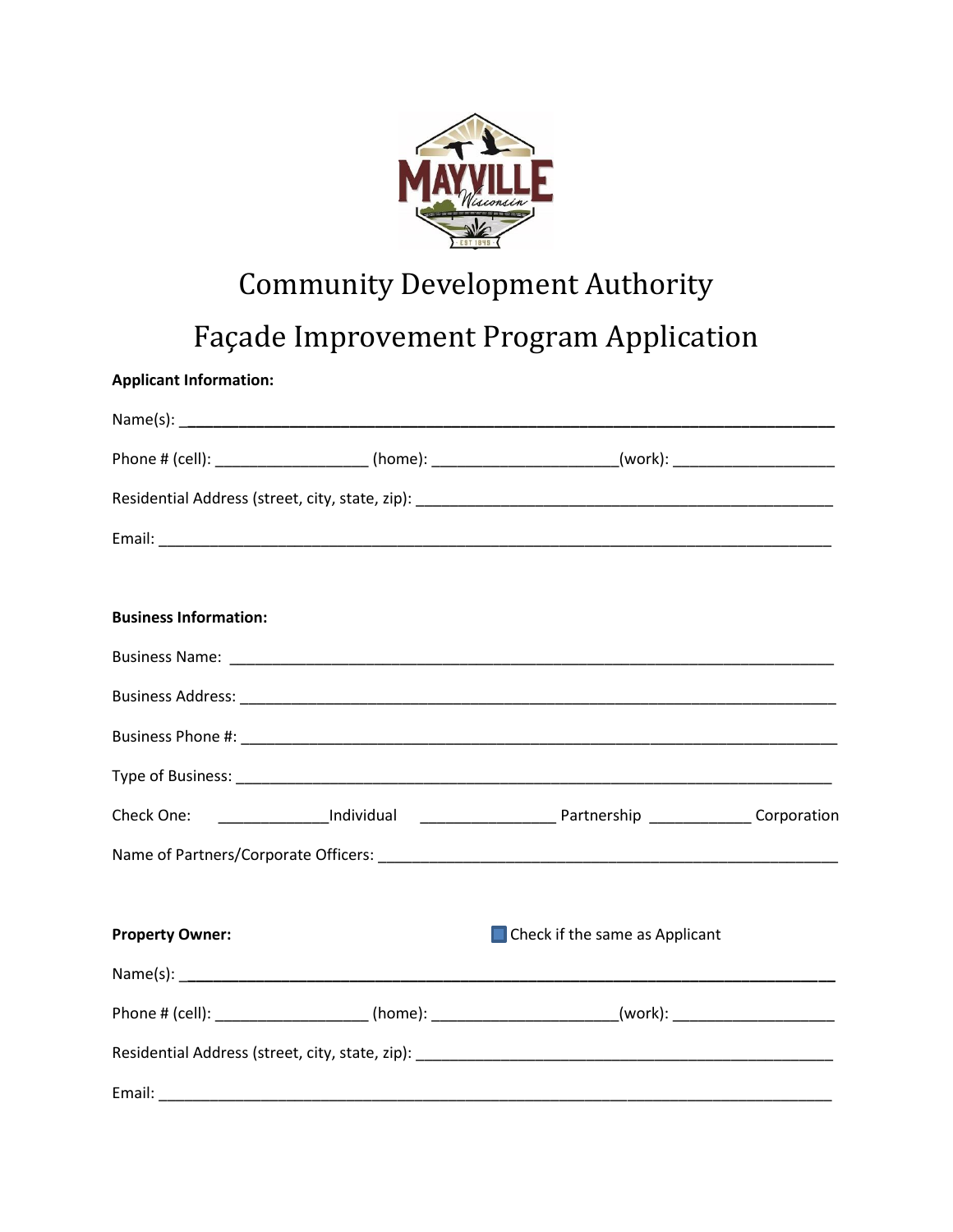# Community Development Authority

# Façade Improvement Program Application

**Applicant Information:**

Name(s): ________________________________________________________________________________

Phone # (cell): __________________ (home): _____________________(work): __________________

Residential Address (street, city, state, zip): _________________________________________________

Email: _____________________________________________________________________________

**Business Information:**

Business Name: ______________________________________________________________________

Business Address: ____________________________________________________________________

Business Phone #: ____________________________________________________________________

Type of Business: _____________________________________________________________________

Check One: _____________Individual _______________ Partnership ____________ Corporation

Name of Partners/Corporate Officers: ____________________________________________________

**Property Owner:** ☐ Check if the same as Applicant

Name(s): ________________________________________________________________________________

Phone # (cell): __________________ (home): _____________________(work): __________________

Residential Address (street, city, state, zip): _________________________________________________

Email: _____________________________________________________________________________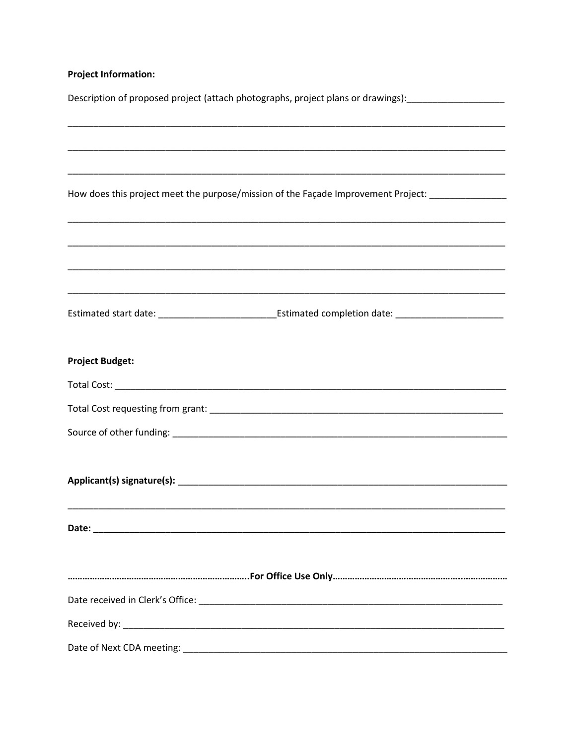**Project Information:**

Description of proposed project (attach photographs, project plans or drawings):___________________

_____________________________________________________________________________________

_____________________________________________________________________________________

_____________________________________________________________________________________

How does this project meet the purpose/mission of the Façade Improvement Project: _______________

_____________________________________________________________________________________

_____________________________________________________________________________________

_____________________________________________________________________________________

_____________________________________________________________________________________

Estimated start date: _______________________Estimated completion date: _____________________

**Project Budget:**

Total Cost: ____________________________________________________________________________

Total Cost requesting from grant: ______________________________________________________

Source of other funding: ____________________________________________________________

**Applicant(s) signature(s):** _________________________________________________________________

_____________________________________________________________________________________

**Date:** ________________________________________________________________________________

**…………………………………………………………..For Office Use Only……………………………………………...…………….**

Date received in Clerk's Office: ______________________________________________________

Received by: ______________________________________________________________________

Date of Next CDA meeting: ___________________________________________________________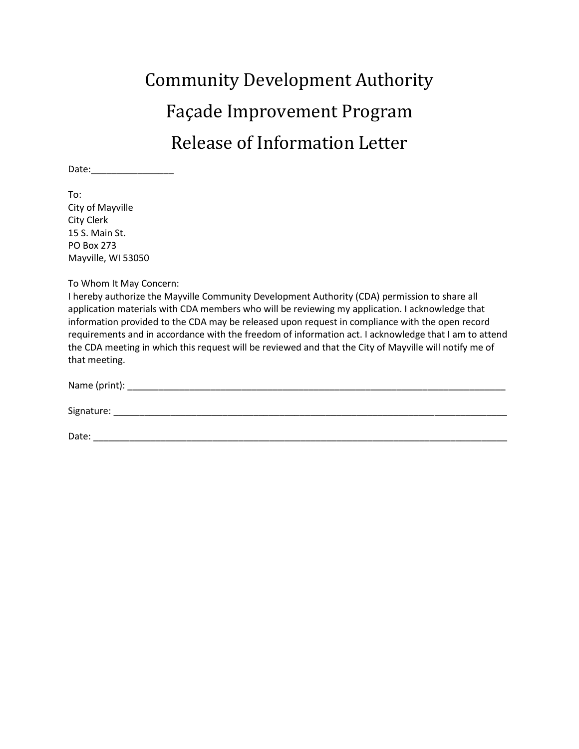# Community Development Authority

# Façade Improvement Program

# Release of Information Letter

Date:________________

To:
City of Mayville
City Clerk
15 S. Main St.
PO Box 273
Mayville, WI 53050

To Whom It May Concern:
I hereby authorize the Mayville Community Development Authority (CDA) permission to share all application materials with CDA members who will be reviewing my application. I acknowledge that information provided to the CDA may be released upon request in compliance with the open record requirements and in accordance with the freedom of information act. I acknowledge that I am to attend the CDA meeting in which this request will be reviewed and that the City of Mayville will notify me of that meeting.

Name (print): ___________________________________________________________________________

Signature: ______________________________________________________________________________

Date: __________________________________________________________________________________